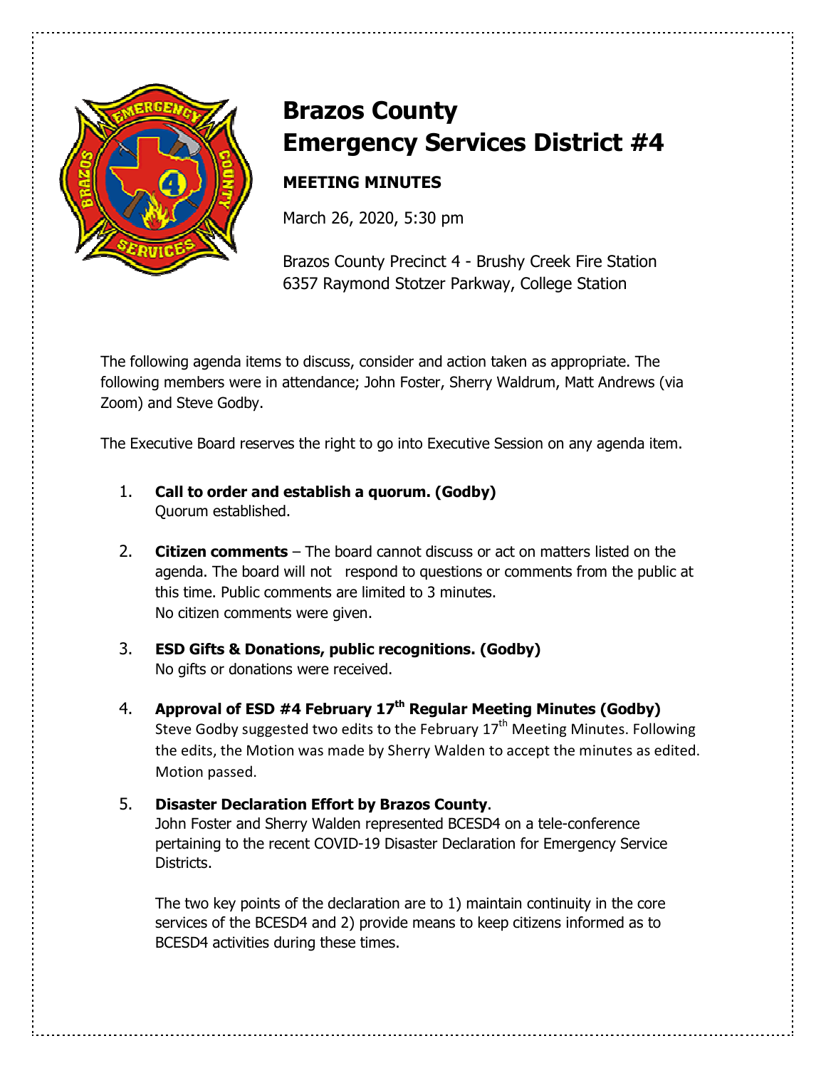# Brazos County
# Emergency Services District #4

## MEETING MINUTES

March 26, 2020, 5:30 pm

Brazos County Precinct 4 - Brushy Creek Fire Station
6357 Raymond Stotzer Parkway, College Station

The following agenda items to discuss, consider and action taken as appropriate. The following members were in attendance; John Foster, Sherry Waldrum, Matt Andrews (via Zoom) and Steve Godby.

The Executive Board reserves the right to go into Executive Session on any agenda item.

1. **Call to order and establish a quorum. (Godby)**
   Quorum established.

2. **Citizen comments** – The board cannot discuss or act on matters listed on the agenda. The board will not respond to questions or comments from the public at this time. Public comments are limited to 3 minutes.
   No citizen comments were given.

3. **ESD Gifts & Donations, public recognitions. (Godby)**
   No gifts or donations were received.

4. **Approval of ESD #4 February 17th Regular Meeting Minutes (Godby)**
   Steve Godby suggested two edits to the February 17th Meeting Minutes. Following the edits, the Motion was made by Sherry Walden to accept the minutes as edited. Motion passed.

5. **Disaster Declaration Effort by Brazos County**.
   John Foster and Sherry Walden represented BCESD4 on a tele-conference pertaining to the recent COVID-19 Disaster Declaration for Emergency Service Districts.

   The two key points of the declaration are to 1) maintain continuity in the core services of the BCESD4 and 2) provide means to keep citizens informed as to BCESD4 activities during these times.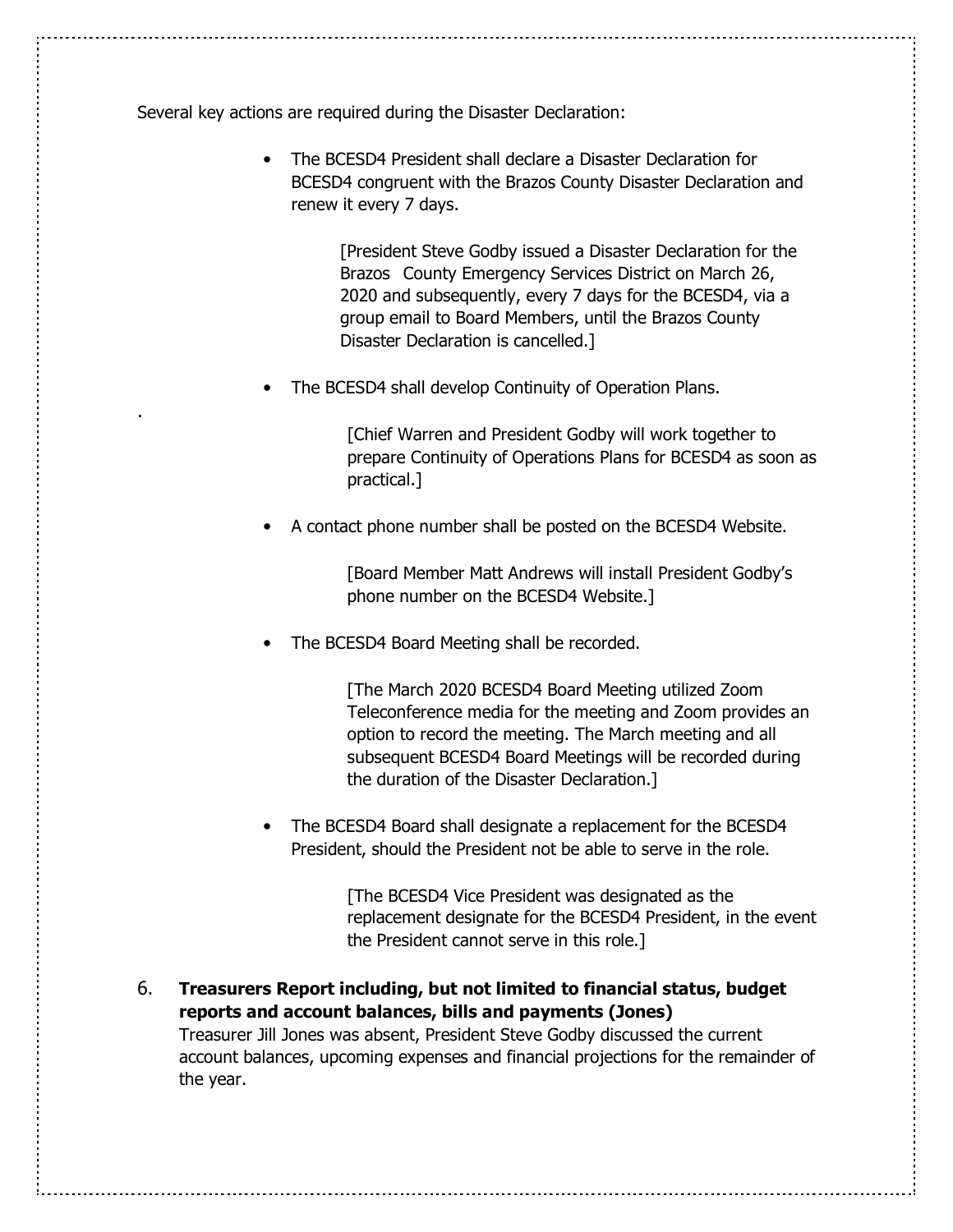Several key actions are required during the Disaster Declaration:

- The BCESD4 President shall declare a Disaster Declaration for BCESD4 congruent with the Brazos County Disaster Declaration and renew it every 7 days.

  [President Steve Godby issued a Disaster Declaration for the Brazos County Emergency Services District on March 26, 2020 and subsequently, every 7 days for the BCESD4, via a group email to Board Members, until the Brazos County Disaster Declaration is cancelled.]

- The BCESD4 shall develop Continuity of Operation Plans.

  [Chief Warren and President Godby will work together to prepare Continuity of Operations Plans for BCESD4 as soon as practical.]

- A contact phone number shall be posted on the BCESD4 Website.

  [Board Member Matt Andrews will install President Godby's phone number on the BCESD4 Website.]

- The BCESD4 Board Meeting shall be recorded.

  [The March 2020 BCESD4 Board Meeting utilized Zoom Teleconference media for the meeting and Zoom provides an option to record the meeting. The March meeting and all subsequent BCESD4 Board Meetings will be recorded during the duration of the Disaster Declaration.]

- The BCESD4 Board shall designate a replacement for the BCESD4 President, should the President not be able to serve in the role.

  [The BCESD4 Vice President was designated as the replacement designate for the BCESD4 President, in the event the President cannot serve in this role.]

6. **Treasurers Report including, but not limited to financial status, budget reports and account balances, bills and payments (Jones)**
   Treasurer Jill Jones was absent, President Steve Godby discussed the current account balances, upcoming expenses and financial projections for the remainder of the year.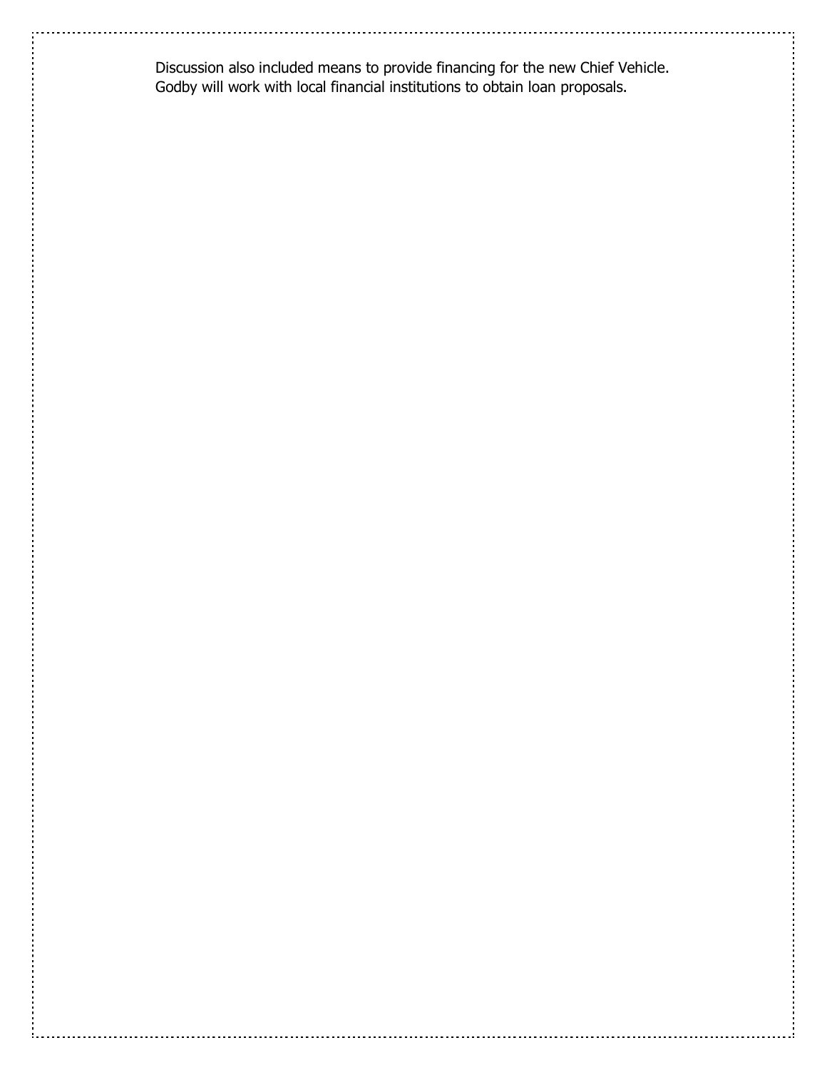Discussion also included means to provide financing for the new Chief Vehicle. Godby will work with local financial institutions to obtain loan proposals.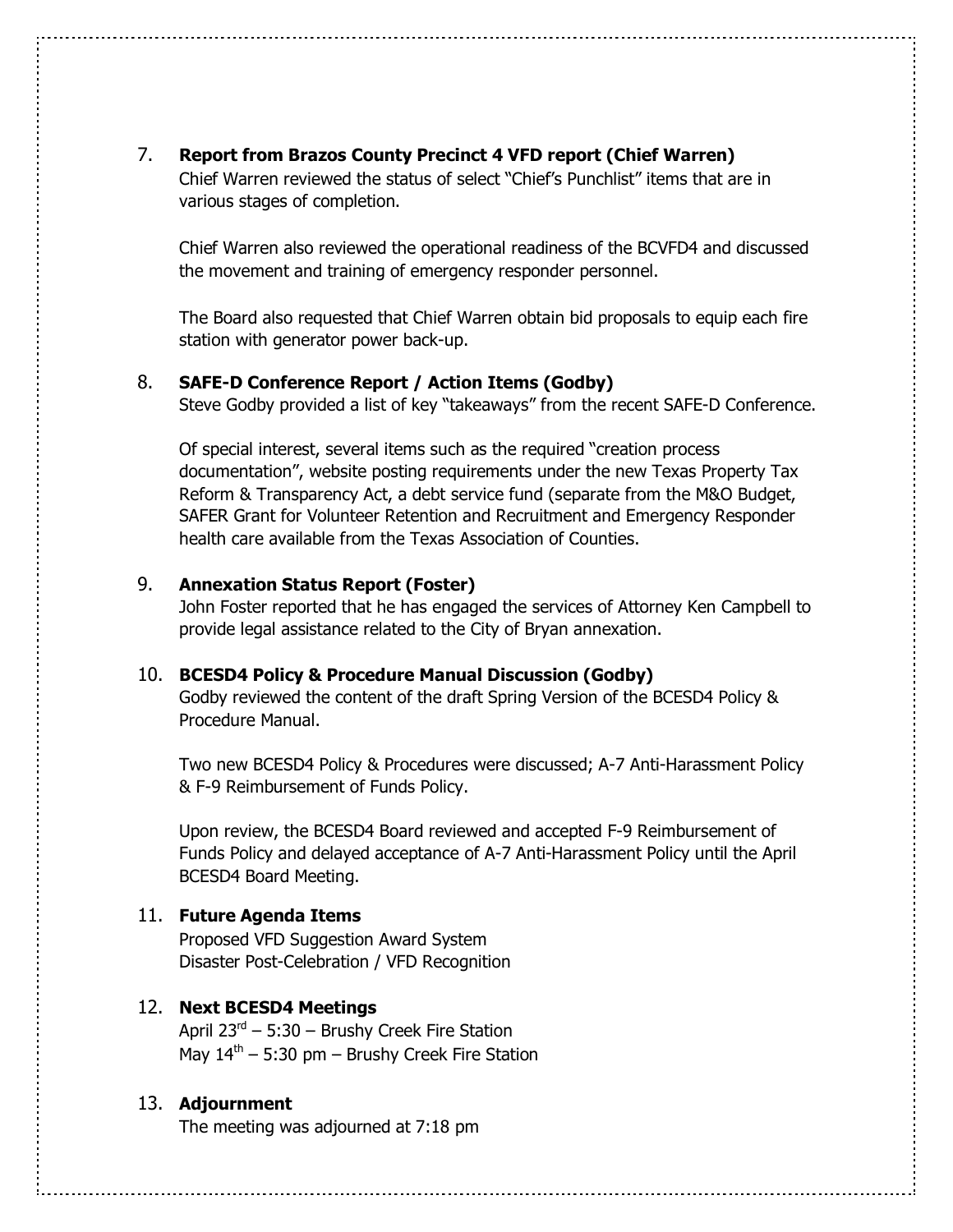7. **Report from Brazos County Precinct 4 VFD report (Chief Warren)**

   Chief Warren reviewed the status of select "Chief's Punchlist" items that are in various stages of completion.

   Chief Warren also reviewed the operational readiness of the BCVFD4 and discussed the movement and training of emergency responder personnel.

   The Board also requested that Chief Warren obtain bid proposals to equip each fire station with generator power back-up.

8. **SAFE-D Conference Report / Action Items (Godby)**

   Steve Godby provided a list of key "takeaways" from the recent SAFE-D Conference.

   Of special interest, several items such as the required "creation process documentation", website posting requirements under the new Texas Property Tax Reform & Transparency Act, a debt service fund (separate from the M&O Budget, SAFER Grant for Volunteer Retention and Recruitment and Emergency Responder health care available from the Texas Association of Counties.

9. **Annexation Status Report (Foster)**

   John Foster reported that he has engaged the services of Attorney Ken Campbell to provide legal assistance related to the City of Bryan annexation.

10. **BCESD4 Policy & Procedure Manual Discussion (Godby)**

    Godby reviewed the content of the draft Spring Version of the BCESD4 Policy & Procedure Manual.

    Two new BCESD4 Policy & Procedures were discussed; A-7 Anti-Harassment Policy & F-9 Reimbursement of Funds Policy.

    Upon review, the BCESD4 Board reviewed and accepted F-9 Reimbursement of Funds Policy and delayed acceptance of A-7 Anti-Harassment Policy until the April BCESD4 Board Meeting.

11. **Future Agenda Items**

    Proposed VFD Suggestion Award System
    Disaster Post-Celebration / VFD Recognition

12. **Next BCESD4 Meetings**

    April 23rd – 5:30 – Brushy Creek Fire Station
    May 14th – 5:30 pm – Brushy Creek Fire Station

13. **Adjournment**

    The meeting was adjourned at 7:18 pm